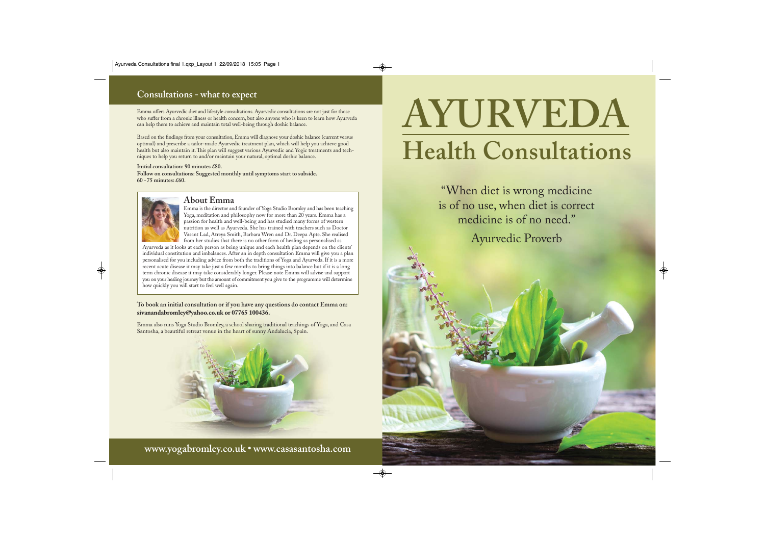## Consultations - what to expect

Emma offers Ayurvedic diet and lifestyle consultations. Ayurvedic consultations are not just for those who suffer from a chronic illness or health concern, but also anyone who is keen to learn how Ayurveda can help them to achieve and maintain total well-being through doshic balance.

Based on the findings from your consultation, Emma will diagnose your doshic balance (current versus optimal) and prescribe a tailor-made Ayurvedic treatment plan, which will help you achieve good health but also maintain it. This plan will suggest various Ayurvedic and Yogic treatments and techniques to help you return to and/or maintain your natural, optimal doshic balance.

**Initial consultation: 90 minutes £80.**
**Follow on consultations: Suggested monthly until symptoms start to subside.**
**60 - 75 minutes: £60.**

### About Emma

Emma is the director and founder of Yoga Studio Bromley and has been teaching Yoga, meditation and philosophy now for more than 20 years. Emma has a passion for health and well-being and has studied many forms of western nutrition as well as Ayurveda. She has trained with teachers such as Doctor Vasant Lad, Atreya Smith, Barbara Wren and Dr. Deepa Apte. She realised from her studies that there is no other form of healing as personalised as Ayurveda as it looks at each person as being unique and each health plan depends on the clients' individual constitution and imbalances. After an in depth consultation Emma will give you a plan personalised for you including advice from both the traditions of Yoga and Ayurveda. If it is a more recent acute disease it may take just a few months to bring things into balance but if it is a long term chronic disease it may take considerably longer. Please note Emma will advise and support you on your healing journey but the amount of commitment you give to the programme will determine how quickly you will start to feel well again.

**To book an initial consultation or if you have any questions do contact Emma on: sivanandabromley@yahoo.co.uk or 07765 100436.**

Emma also runs Yoga Studio Bromley, a school sharing traditional teachings of Yoga, and Casa Santosha, a beautiful retreat venue in the heart of sunny Andalucia, Spain.

**www.yogabromley.co.uk • www.casasantosha.com**

# AYURVEDA
## Health Consultations

"When diet is wrong medicine is of no use, when diet is correct medicine is of no need."

Ayurvedic Proverb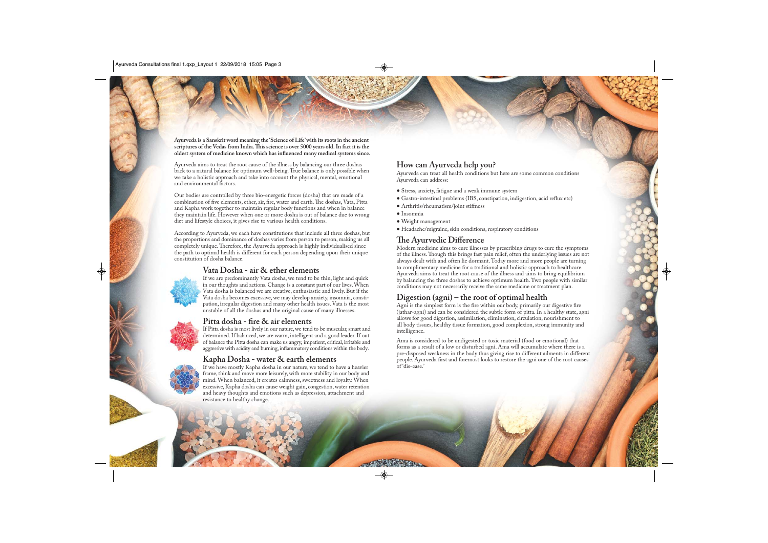**Ayurveda is a Sanskrit word meaning the 'Science of Life' with its roots in the ancient scriptures of the Vedas from India. This science is over 5000 years old. In fact it is the oldest system of medicine known which has influenced many medical systems since.**

Ayurveda aims to treat the root cause of the illness by balancing our three doshas back to a natural balance for optimum well-being. True balance is only possible when we take a holistic approach and take into account the physical, mental, emotional and environmental factors.

Our bodies are controlled by three bio-energetic forces (dosha) that are made of a combination of five elements, ether, air, fire, water and earth. The doshas, Vata, Pitta and Kapha work together to maintain regular body functions and when in balance they maintain life. However when one or more dosha is out of balance due to wrong diet and lifestyle choices, it gives rise to various health conditions.

According to Ayurveda, we each have constitutions that include all three doshas, but the proportions and dominance of doshas varies from person to person, making us all completely unique. Therefore, the Ayurveda approach is highly individualised since the path to optimal health is different for each person depending upon their unique constitution of dosha balance.

## Vata Dosha - air & ether elements

If we are predominantly Vata dosha, we tend to be thin, light and quick in our thoughts and actions. Change is a constant part of our lives. When Vata dosha is balanced we are creative, enthusiastic and lively. But if the Vata dosha becomes excessive, we may develop anxiety, insomnia, constipation, irregular digestion and many other health issues. Vata is the most unstable of all the doshas and the original cause of many illnesses.

## Pitta dosha - fire & air elements

If Pitta dosha is most lively in our nature, we tend to be muscular, smart and determined. If balanced, we are warm, intelligent and a good leader. If out of balance the Pitta dosha can make us angry, impatient, critical, irritable and aggressive with acidity and burning, inflammatory conditions within the body.

## Kapha Dosha - water & earth elements

If we have mostly Kapha dosha in our nature, we tend to have a heavier frame, think and move more leisurely, with more stability in our body and mind. When balanced, it creates calmness, sweetness and loyalty. When excessive, Kapha dosha can cause weight gain, congestion, water retention and heavy thoughts and emotions such as depression, attachment and resistance to healthy change.

## How can Ayurveda help you?

Ayurveda can treat all health conditions but here are some common conditions Ayurveda can address:

- Stress, anxiety, fatigue and a weak immune system
- Gastro-intestinal problems (IBS, constipation, indigestion, acid reflux etc)
- Arthritis/rheumatism/joint stiffness
- Insomnia
- Weight management
- Headache/migraine, skin conditions, respiratory conditions

## The Ayurvedic Difference

Modern medicine aims to cure illnesses by prescribing drugs to cure the symptoms of the illness. Though this brings fast pain relief, often the underlying issues are not always dealt with and often lie dormant. Today more and more people are turning to complimentary medicine for a traditional and holistic approach to healthcare. Ayurveda aims to treat the root cause of the illness and aims to bring equilibrium by balancing the three doshas to achieve optimum health. Two people with similar conditions may not necessarily receive the same medicine or treatment plan.

## Digestion (agni) – the root of optimal health

Agni is the simplest form is the fire within our body, primarily our digestive fire (jathar-agni) and can be considered the subtle form of pitta. In a healthy state, agni allows for good digestion, assimilation, elimination, circulation, nourishment to all body tissues, healthy tissue formation, good complexion, strong immunity and intelligence.

Ama is considered to be undigested or toxic material (food or emotional) that forms as a result of a low or disturbed agni. Ama will accumulate where there is a pre-disposed weakness in the body thus giving rise to different ailments in different people. Ayurveda first and foremost looks to restore the agni one of the root causes of 'dis-ease.'